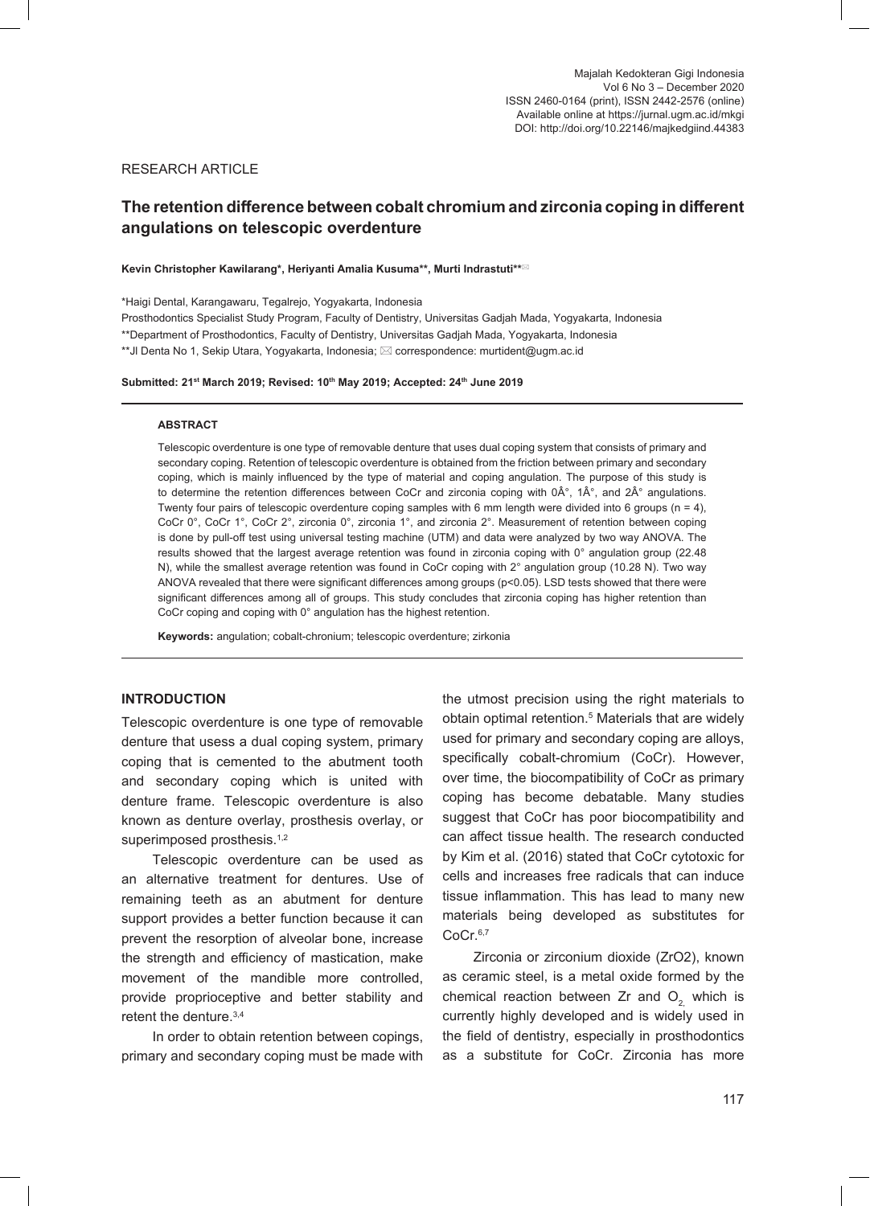Majalah Kedokteran Gigi Indonesia
Vol 6 No 3 – December 2020
ISSN 2460-0164 (print), ISSN 2442-2576 (online)
Available online at https://jurnal.ugm.ac.id/mkgi
DOI: http://doi.org/10.22146/majkedgiind.44383

RESEARCH ARTICLE

# The retention difference between cobalt chromium and zirconia coping in different angulations on telescopic overdenture

**Kevin Christopher Kawilarang\*, Heriyanti Amalia Kusuma\*\*, Murti Indrastuti\*\*✉**

\*Haigi Dental, Karangawaru, Tegalrejo, Yogyakarta, Indonesia
Prosthodontics Specialist Study Program, Faculty of Dentistry, Universitas Gadjah Mada, Yogyakarta, Indonesia
\*\*Department of Prosthodontics, Faculty of Dentistry, Universitas Gadjah Mada, Yogyakarta, Indonesia
\*\*Jl Denta No 1, Sekip Utara, Yogyakarta, Indonesia; ✉ correspondence: murtident@ugm.ac.id

**Submitted: 21st March 2019; Revised: 10th May 2019; Accepted: 24th June 2019**

### ABSTRACT

Telescopic overdenture is one type of removable denture that uses dual coping system that consists of primary and secondary coping. Retention of telescopic overdenture is obtained from the friction between primary and secondary coping, which is mainly influenced by the type of material and coping angulation. The purpose of this study is to determine the retention differences between CoCr and zirconia coping with 0Â°, 1Â°, and 2Â° angulations. Twenty four pairs of telescopic overdenture coping samples with 6 mm length were divided into 6 groups (n = 4), CoCr 0°, CoCr 1°, CoCr 2°, zirconia 0°, zirconia 1°, and zirconia 2°. Measurement of retention between coping is done by pull-off test using universal testing machine (UTM) and data were analyzed by two way ANOVA. The results showed that the largest average retention was found in zirconia coping with 0° angulation group (22.48 N), while the smallest average retention was found in CoCr coping with 2° angulation group (10.28 N). Two way ANOVA revealed that there were significant differences among groups ($p<0.05$). LSD tests showed that there were significant differences among all of groups. This study concludes that zirconia coping has higher retention than CoCr coping and coping with 0° angulation has the highest retention.

**Keywords:** angulation; cobalt-chromium; telescopic overdenture; zirkonia

## INTRODUCTION

Telescopic overdenture is one type of removable denture that usess a dual coping system, primary coping that is cemented to the abutment tooth and secondary coping which is united with denture frame. Telescopic overdenture is also known as denture overlay, prosthesis overlay, or superimposed prosthesis.[1,2]

Telescopic overdenture can be used as an alternative treatment for dentures. Use of remaining teeth as an abutment for denture support provides a better function because it can prevent the resorption of alveolar bone, increase the strength and efficiency of mastication, make movement of the mandible more controlled, provide proprioceptive and better stability and retent the denture.[3,4]

In order to obtain retention between copings, primary and secondary coping must be made with the utmost precision using the right materials to obtain optimal retention.[5] Materials that are widely used for primary and secondary coping are alloys, specifically cobalt-chromium (CoCr). However, over time, the biocompatibility of CoCr as primary coping has become debatable. Many studies suggest that CoCr has poor biocompatibility and can affect tissue health. The research conducted by Kim et al. (2016) stated that CoCr cytotoxic for cells and increases free radicals that can induce tissue inflammation. This has lead to many new materials being developed as substitutes for CoCr.[6,7]

Zirconia or zirconium dioxide ($ZrO_2$), known as ceramic steel, is a metal oxide formed by the chemical reaction between Zr and $O_2$, which is currently highly developed and is widely used in the field of dentistry, especially in prosthodontics as a substitute for CoCr. Zirconia has more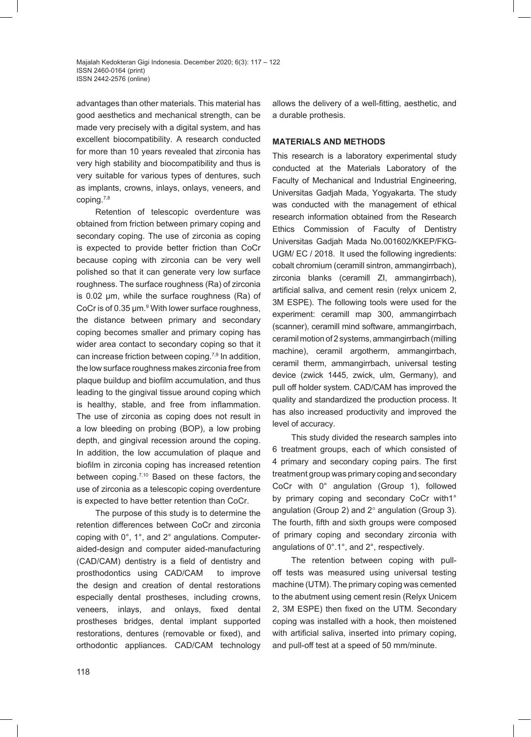advantages than other materials. This material has good aesthetics and mechanical strength, can be made very precisely with a digital system, and has excellent biocompatibility. A research conducted for more than 10 years revealed that zirconia has very high stability and biocompatibility and thus is very suitable for various types of dentures, such as implants, crowns, inlays, onlays, veneers, and coping.[7,8]

Retention of telescopic overdenture was obtained from friction between primary coping and secondary coping. The use of zirconia as coping is expected to provide better friction than CoCr because coping with zirconia can be very well polished so that it can generate very low surface roughness. The surface roughness (Ra) of zirconia is 0.02 μm, while the surface roughness (Ra) of CoCr is of 0.35 μm.[9] With lower surface roughness, the distance between primary and secondary coping becomes smaller and primary coping has wider area contact to secondary coping so that it can increase friction between coping.[7,9] In addition, the low surface roughness makes zirconia free from plaque buildup and biofilm accumulation, and thus leading to the gingival tissue around coping which is healthy, stable, and free from inflammation. The use of zirconia as coping does not result in a low bleeding on probing (BOP), a low probing depth, and gingival recession around the coping. In addition, the low accumulation of plaque and biofilm in zirconia coping has increased retention between coping.[7,10] Based on these factors, the use of zirconia as a telescopic coping overdenture is expected to have better retention than CoCr.

The purpose of this study is to determine the retention differences between CoCr and zirconia coping with 0°, 1°, and 2° angulations. Computer-aided-design and computer aided-manufacturing (CAD/CAM) dentistry is a field of dentistry and prosthodontics using CAD/CAM to improve the design and creation of dental restorations especially dental prostheses, including crowns, veneers, inlays, and onlays, fixed dental prostheses bridges, dental implant supported restorations, dentures (removable or fixed), and orthodontic appliances. CAD/CAM technology allows the delivery of a well-fitting, aesthetic, and a durable prothesis.

## MATERIALS AND METHODS

This research is a laboratory experimental study conducted at the Materials Laboratory of the Faculty of Mechanical and Industrial Engineering, Universitas Gadjah Mada, Yogyakarta. The study was conducted with the management of ethical research information obtained from the Research Ethics Commission of Faculty of Dentistry Universitas Gadjah Mada No.001602/KKEP/FKG-UGM/ EC / 2018. It used the following ingredients: cobalt chromium (ceramill sintron, ammangirrbach), zirconia blanks (ceramill ZI, ammangirrbach), artificial saliva, and cement resin (relyx unicem 2, 3M ESPE). The following tools were used for the experiment: ceramill map 300, ammangirrbach (scanner), ceramill mind software, ammangirrbach, ceramil motion of 2 systems, ammangirrbach (milling machine), ceramil argotherm, ammangirrbach, ceramil therm, ammangirrbach, universal testing device (zwick 1445, zwick, ulm, Germany), and pull off holder system. CAD/CAM has improved the quality and standardized the production process. It has also increased productivity and improved the level of accuracy.

This study divided the research samples into 6 treatment groups, each of which consisted of 4 primary and secondary coping pairs. The first treatment group was primary coping and secondary CoCr with 0° angulation (Group 1), followed by primary coping and secondary CoCr with1° angulation (Group 2) and 2° angulation (Group 3). The fourth, fifth and sixth groups were composed of primary coping and secondary zirconia with angulations of 0°.1°, and 2°, respectively.

The retention between coping with pull-off tests was measured using universal testing machine (UTM). The primary coping was cemented to the abutment using cement resin (Relyx Unicem 2, 3M ESPE) then fixed on the UTM. Secondary coping was installed with a hook, then moistened with artificial saliva, inserted into primary coping, and pull-off test at a speed of 50 mm/minute.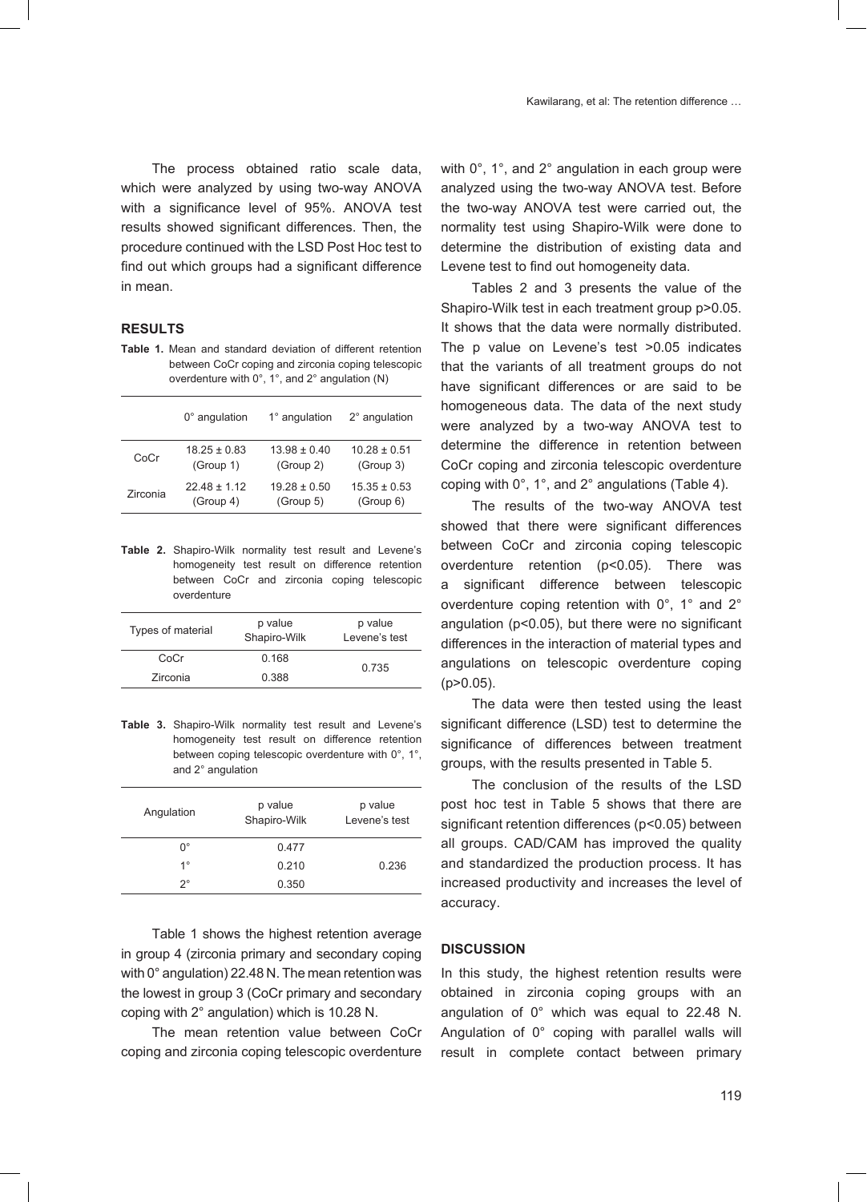The process obtained ratio scale data, which were analyzed by using two-way ANOVA with a significance level of 95%. ANOVA test results showed significant differences. Then, the procedure continued with the LSD Post Hoc test to find out which groups had a significant difference in mean.

## RESULTS

**Table 1.** Mean and standard deviation of different retention between CoCr coping and zirconia coping telescopic overdenture with 0°, 1°, and 2° angulation (N)

| | 0° angulation | 1° angulation | 2° angulation |
|---|---|---|---|
| CoCr | 18.25 ± 0.83 (Group 1) | 13.98 ± 0.40 (Group 2) | 10.28 ± 0.51 (Group 3) |
| Zirconia | 22.48 ± 1.12 (Group 4) | 19.28 ± 0.50 (Group 5) | 15.35 ± 0.53 (Group 6) |

**Table 2.** Shapiro-Wilk normality test result and Levene's homogeneity test result on difference retention between CoCr and zirconia coping telescopic overdenture

| Types of material | p value Shapiro-Wilk | p value Levene's test |
|---|---|---|
| CoCr | 0.168 | 0.735 |
| Zirconia | 0.388 | |

**Table 3.** Shapiro-Wilk normality test result and Levene's homogeneity test result on difference retention between coping telescopic overdenture with 0°, 1°, and 2° angulation

| Angulation | p value Shapiro-Wilk | p value Levene's test |
|---|---|---|
| 0° | 0.477 | |
| 1° | 0.210 | 0.236 |
| 2° | 0.350 | |

Table 1 shows the highest retention average in group 4 (zirconia primary and secondary coping with 0° angulation) 22.48 N. The mean retention was the lowest in group 3 (CoCr primary and secondary coping with 2° angulation) which is 10.28 N.

The mean retention value between CoCr coping and zirconia coping telescopic overdenture with 0°, 1°, and 2° angulation in each group were analyzed using the two-way ANOVA test. Before the two-way ANOVA test were carried out, the normality test using Shapiro-Wilk were done to determine the distribution of existing data and Levene test to find out homogeneity data.

Tables 2 and 3 presents the value of the Shapiro-Wilk test in each treatment group $p>0.05$. It shows that the data were normally distributed. The p value on Levene's test >0.05 indicates that the variants of all treatment groups do not have significant differences or are said to be homogeneous data. The data of the next study were analyzed by a two-way ANOVA test to determine the difference in retention between CoCr coping and zirconia telescopic overdenture coping with 0°, 1°, and 2° angulations (Table 4).

The results of the two-way ANOVA test showed that there were significant differences between CoCr and zirconia coping telescopic overdenture retention ($p<0.05$). There was a significant difference between telescopic overdenture coping retention with 0°, 1° and 2° angulation ($p<0.05$), but there were no significant differences in the interaction of material types and angulations on telescopic overdenture coping ($p>0.05$).

The data were then tested using the least significant difference (LSD) test to determine the significance of differences between treatment groups, with the results presented in Table 5.

The conclusion of the results of the LSD post hoc test in Table 5 shows that there are significant retention differences ($p<0.05$) between all groups. CAD/CAM has improved the quality and standardized the production process. It has increased productivity and increases the level of accuracy.

## DISCUSSION

In this study, the highest retention results were obtained in zirconia coping groups with an angulation of 0° which was equal to 22.48 N. Angulation of 0° coping with parallel walls will result in complete contact between primary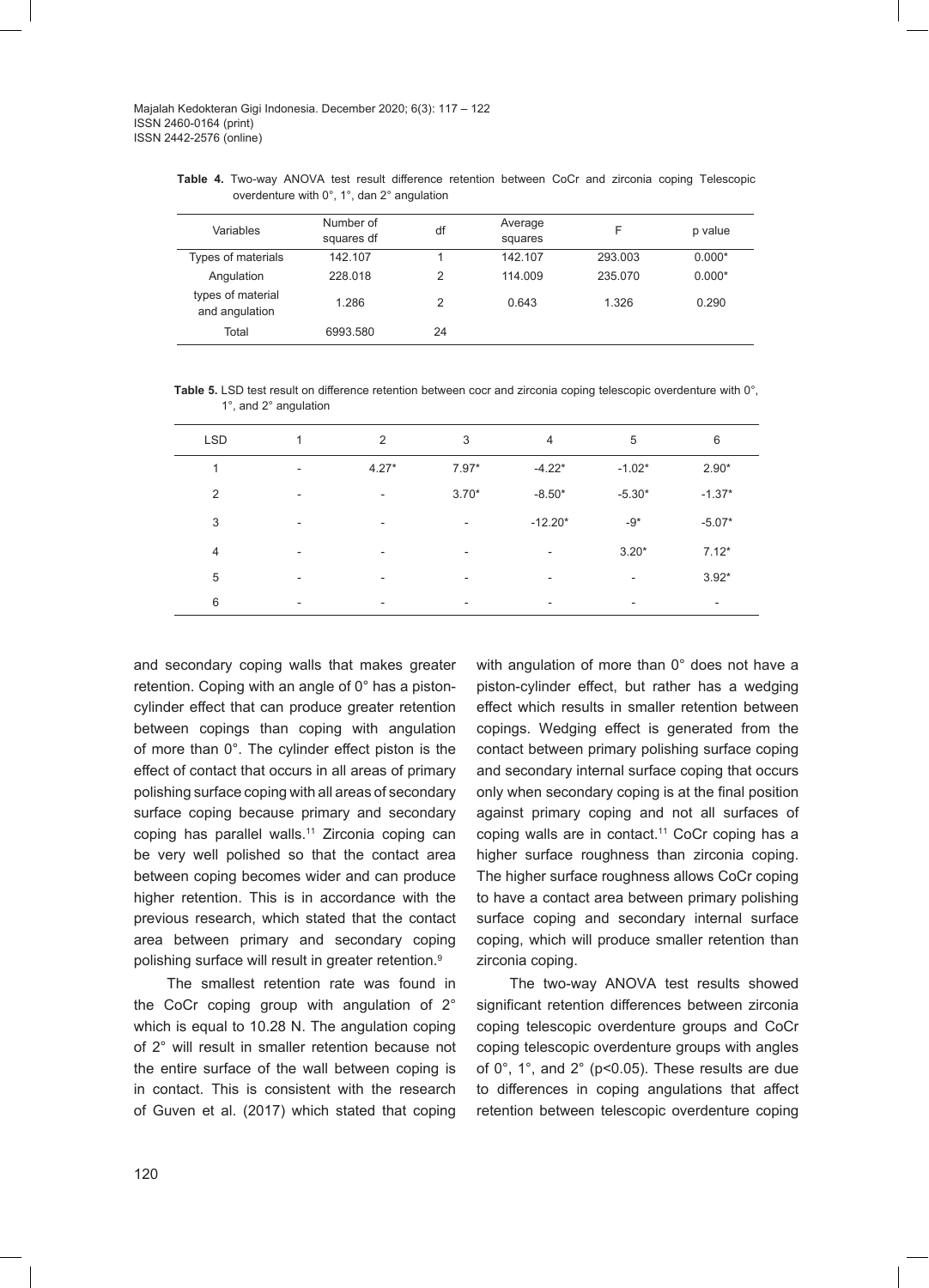**Table 4.** Two-way ANOVA test result difference retention between CoCr and zirconia coping Telescopic overdenture with 0°, 1°, dan 2° angulation

| Variables | Number of squares df | df | Average squares | F | p value |
|---|---|---|---|---|---|
| Types of materials | 142.107 | 1 | 142.107 | 293.003 | 0.000* |
| Angulation | 228.018 | 2 | 114.009 | 235.070 | 0.000* |
| types of material and angulation | 1.286 | 2 | 0.643 | 1.326 | 0.290 |
| Total | 6993.580 | 24 | | | |

**Table 5.** LSD test result on difference retention between cocr and zirconia coping telescopic overdenture with 0°, 1°, and 2° angulation

| LSD | 1 | 2 | 3 | 4 | 5 | 6 |
|---|---|---|---|---|---|---|
| 1 | - | 4.27* | 7.97* | -4.22* | -1.02* | 2.90* |
| 2 | - | - | 3.70* | -8.50* | -5.30* | -1.37* |
| 3 | - | - | - | -12.20* | -9* | -5.07* |
| 4 | - | - | - | - | 3.20* | 7.12* |
| 5 | - | - | - | - | - | 3.92* |
| 6 | - | - | - | - | - | - |

and secondary coping walls that makes greater retention. Coping with an angle of 0° has a piston-cylinder effect that can produce greater retention between copings than coping with angulation of more than 0°. The cylinder effect piston is the effect of contact that occurs in all areas of primary polishing surface coping with all areas of secondary surface coping because primary and secondary coping has parallel walls.[11] Zirconia coping can be very well polished so that the contact area between coping becomes wider and can produce higher retention. This is in accordance with the previous research, which stated that the contact area between primary and secondary coping polishing surface will result in greater retention.[9]

The smallest retention rate was found in the CoCr coping group with angulation of 2° which is equal to 10.28 N. The angulation coping of 2° will result in smaller retention because not the entire surface of the wall between coping is in contact. This is consistent with the research of Guven et al. (2017) which stated that coping with angulation of more than 0° does not have a piston-cylinder effect, but rather has a wedging effect which results in smaller retention between copings. Wedging effect is generated from the contact between primary polishing surface coping and secondary internal surface coping that occurs only when secondary coping is at the final position against primary coping and not all surfaces of coping walls are in contact.[11] CoCr coping has a higher surface roughness than zirconia coping. The higher surface roughness allows CoCr coping to have a contact area between primary polishing surface coping and secondary internal surface coping, which will produce smaller retention than zirconia coping.

The two-way ANOVA test results showed significant retention differences between zirconia coping telescopic overdenture groups and CoCr coping telescopic overdenture groups with angles of 0°, 1°, and 2° ($p<0.05$). These results are due to differences in coping angulations that affect retention between telescopic overdenture coping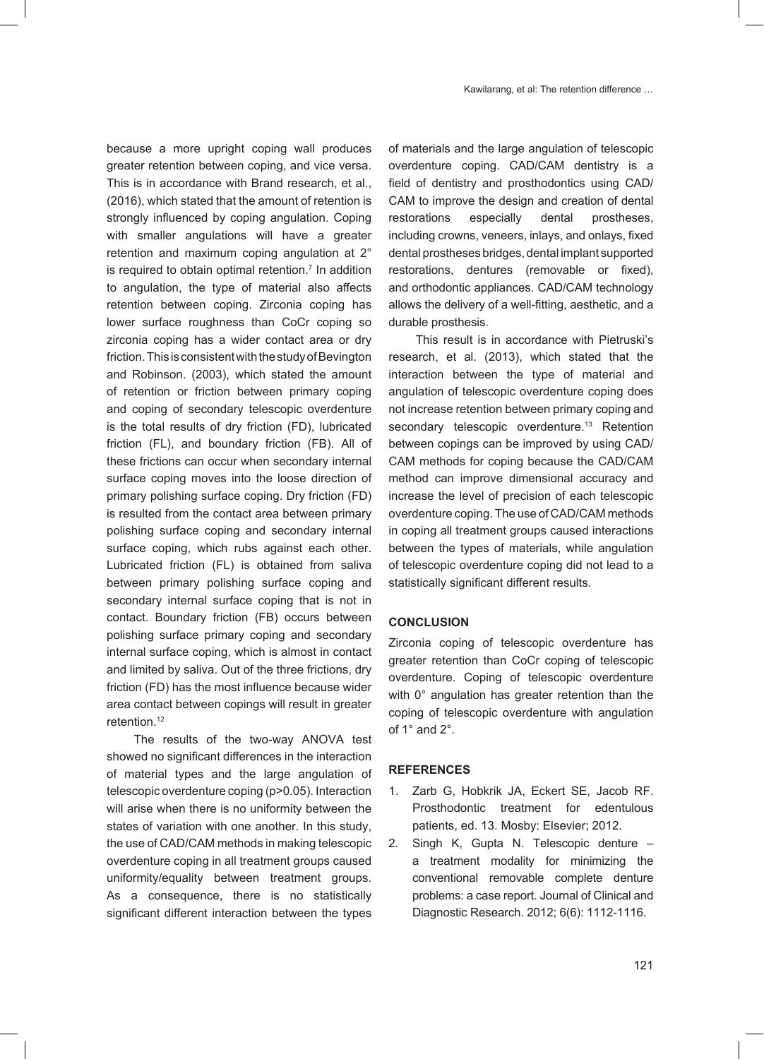because a more upright coping wall produces greater retention between coping, and vice versa. This is in accordance with Brand research, et al., (2016), which stated that the amount of retention is strongly influenced by coping angulation. Coping with smaller angulations will have a greater retention and maximum coping angulation at 2° is required to obtain optimal retention.[7] In addition to angulation, the type of material also affects retention between coping. Zirconia coping has lower surface roughness than CoCr coping so zirconia coping has a wider contact area or dry friction. This is consistent with the study of Bevington and Robinson. (2003), which stated the amount of retention or friction between primary coping and coping of secondary telescopic overdenture is the total results of dry friction (FD), lubricated friction (FL), and boundary friction (FB). All of these frictions can occur when secondary internal surface coping moves into the loose direction of primary polishing surface coping. Dry friction (FD) is resulted from the contact area between primary polishing surface coping and secondary internal surface coping, which rubs against each other. Lubricated friction (FL) is obtained from saliva between primary polishing surface coping and secondary internal surface coping that is not in contact. Boundary friction (FB) occurs between polishing surface primary coping and secondary internal surface coping, which is almost in contact and limited by saliva. Out of the three frictions, dry friction (FD) has the most influence because wider area contact between copings will result in greater retention.[12]

The results of the two-way ANOVA test showed no significant differences in the interaction of material types and the large angulation of telescopic overdenture coping ($p>0.05$). Interaction will arise when there is no uniformity between the states of variation with one another. In this study, the use of CAD/CAM methods in making telescopic overdenture coping in all treatment groups caused uniformity/equality between treatment groups. As a consequence, there is no statistically significant different interaction between the types of materials and the large angulation of telescopic overdenture coping. CAD/CAM dentistry is a field of dentistry and prosthodontics using CAD/CAM to improve the design and creation of dental restorations especially dental prostheses, including crowns, veneers, inlays, and onlays, fixed dental prostheses bridges, dental implant supported restorations, dentures (removable or fixed), and orthodontic appliances. CAD/CAM technology allows the delivery of a well-fitting, aesthetic, and a durable prosthesis.

This result is in accordance with Pietruski's research, et al. (2013), which stated that the interaction between the type of material and angulation of telescopic overdenture coping does not increase retention between primary coping and secondary telescopic overdenture.[13] Retention between copings can be improved by using CAD/CAM methods for coping because the CAD/CAM method can improve dimensional accuracy and increase the level of precision of each telescopic overdenture coping. The use of CAD/CAM methods in coping all treatment groups caused interactions between the types of materials, while angulation of telescopic overdenture coping did not lead to a statistically significant different results.

## CONCLUSION

Zirconia coping of telescopic overdenture has greater retention than CoCr coping of telescopic overdenture. Coping of telescopic overdenture with 0° angulation has greater retention than the coping of telescopic overdenture with angulation of 1° and 2°.

## REFERENCES

1. Zarb G, Hobkrik JA, Eckert SE, Jacob RF. Prosthodontic treatment for edentulous patients, ed. 13. Mosby: Elsevier; 2012.
2. Singh K, Gupta N. Telescopic denture – a treatment modality for minimizing the conventional removable complete denture problems: a case report. Journal of Clinical and Diagnostic Research. 2012; 6(6): 1112-1116.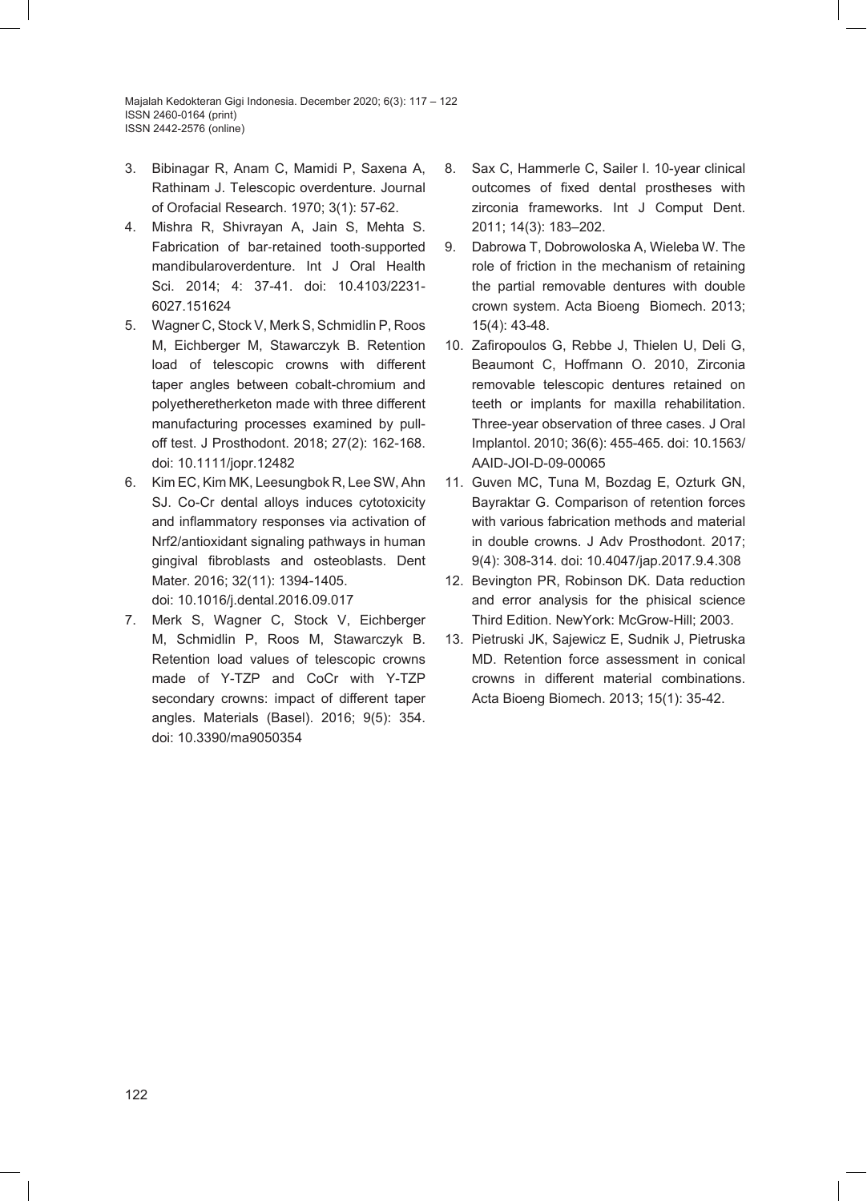3. Bibinagar R, Anam C, Mamidi P, Saxena A, Rathinam J. Telescopic overdenture. Journal of Orofacial Research. 1970; 3(1): 57-62.
4. Mishra R, Shivrayan A, Jain S, Mehta S. Fabrication of bar-retained tooth-supported mandibularoverdenture. Int J Oral Health Sci. 2014; 4: 37-41. doi: 10.4103/2231-6027.151624
5. Wagner C, Stock V, Merk S, Schmidlin P, Roos M, Eichberger M, Stawarczyk B. Retention load of telescopic crowns with different taper angles between cobalt-chromium and polyetheretherketon made with three different manufacturing processes examined by pull-off test. J Prosthodont. 2018; 27(2): 162-168. doi: 10.1111/jopr.12482
6. Kim EC, Kim MK, Leesungbok R, Lee SW, Ahn SJ. Co-Cr dental alloys induces cytotoxicity and inflammatory responses via activation of Nrf2/antioxidant signaling pathways in human gingival fibroblasts and osteoblasts. Dent Mater. 2016; 32(11): 1394-1405. doi: 10.1016/j.dental.2016.09.017
7. Merk S, Wagner C, Stock V, Eichberger M, Schmidlin P, Roos M, Stawarczyk B. Retention load values of telescopic crowns made of Y-TZP and CoCr with Y-TZP secondary crowns: impact of different taper angles. Materials (Basel). 2016; 9(5): 354. doi: 10.3390/ma9050354
8. Sax C, Hammerle C, Sailer I. 10-year clinical outcomes of fixed dental prostheses with zirconia frameworks. Int J Comput Dent. 2011; 14(3): 183–202.
9. Dabrowa T, Dobrowoloska A, Wieleba W. The role of friction in the mechanism of retaining the partial removable dentures with double crown system. Acta Bioeng Biomech. 2013; 15(4): 43-48.
10. Zafiropoulos G, Rebbe J, Thielen U, Deli G, Beaumont C, Hoffmann O. 2010, Zirconia removable telescopic dentures retained on teeth or implants for maxilla rehabilitation. Three-year observation of three cases. J Oral Implantol. 2010; 36(6): 455-465. doi: 10.1563/AAID-JOI-D-09-00065
11. Guven MC, Tuna M, Bozdag E, Ozturk GN, Bayraktar G. Comparison of retention forces with various fabrication methods and material in double crowns. J Adv Prosthodont. 2017; 9(4): 308-314. doi: 10.4047/jap.2017.9.4.308
12. Bevington PR, Robinson DK. Data reduction and error analysis for the phisical science Third Edition. NewYork: McGrow-Hill; 2003.
13. Pietruski JK, Sajewicz E, Sudnik J, Pietruska MD. Retention force assessment in conical crowns in different material combinations. Acta Bioeng Biomech. 2013; 15(1): 35-42.